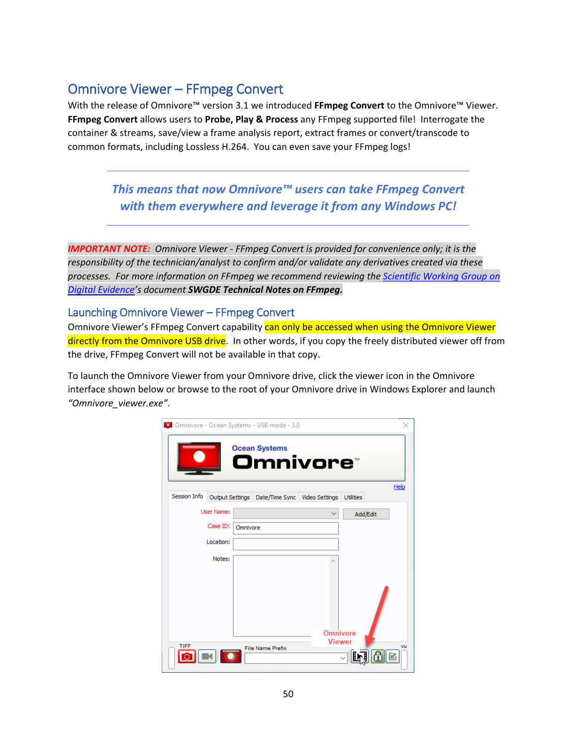## Omnivore Viewer – FFmpeg Convert

With the release of Omnivore™ version 3.1 we introduced **FFmpeg Convert** to the Omnivore™ Viewer. **FFmpeg Convert** allows users to **Probe, Play & Process** any FFmpeg supported file! Interrogate the container & streams, save/view a frame analysis report, extract frames or convert/transcode to common formats, including Lossless H.264. You can even save your FFmpeg logs!

---

***This means that now Omnivore™ users can take FFmpeg Convert with them everywhere and leverage it from any Windows PC!***

---

***IMPORTANT NOTE:*** *Omnivore Viewer - FFmpeg Convert is provided for convenience only; it is the responsibility of the technician/analyst to confirm and/or validate any derivatives created via these processes. For more information on FFmpeg we recommend reviewing the Scientific Working Group on Digital Evidence's document* ***SWGDE Technical Notes on FFmpeg.***

### Launching Omnivore Viewer – FFmpeg Convert

Omnivore Viewer's FFmpeg Convert capability can only be accessed when using the Omnivore Viewer directly from the Omnivore USB drive. In other words, if you copy the freely distributed viewer off from the drive, FFmpeg Convert will not be available in that copy.

To launch the Omnivore Viewer from your Omnivore drive, click the viewer icon in the Omnivore interface shown below or browse to the root of your Omnivore drive in Windows Explorer and launch *"Omnivore_viewer.exe"*.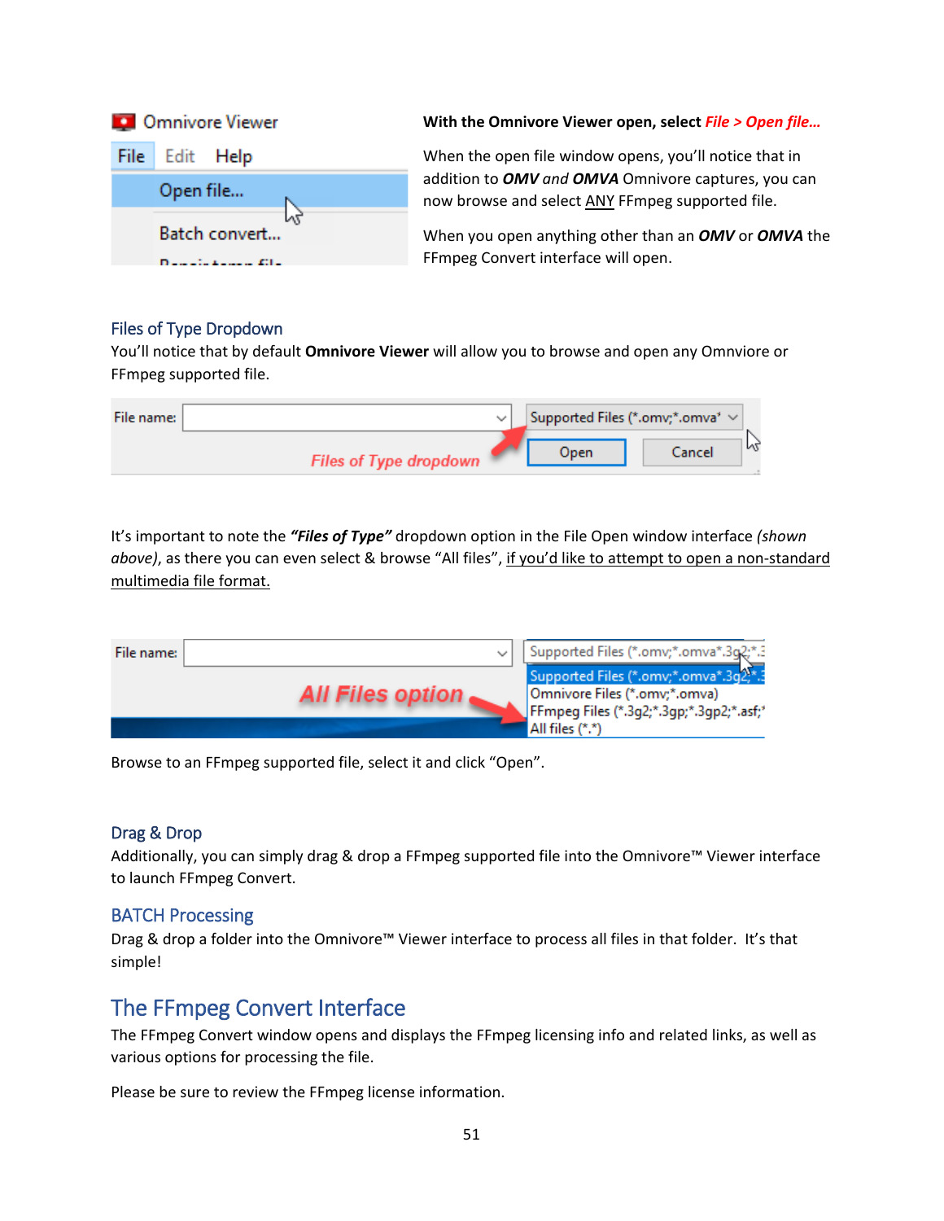**With the Omnivore Viewer open, select *File > Open file…***

When the open file window opens, you'll notice that in addition to ***OMV and OMVA*** Omnivore captures, you can now browse and select ANY FFmpeg supported file.

When you open anything other than an ***OMV*** or ***OMVA*** the FFmpeg Convert interface will open.

### Files of Type Dropdown

You'll notice that by default **Omnivore Viewer** will allow you to browse and open any Omnviore or FFmpeg supported file.

It's important to note the ***"Files of Type"*** dropdown option in the File Open window interface *(shown above)*, as there you can even select & browse "All files", if you'd like to attempt to open a non-standard multimedia file format.

Browse to an FFmpeg supported file, select it and click "Open".

### Drag & Drop

Additionally, you can simply drag & drop a FFmpeg supported file into the Omnivore™ Viewer interface to launch FFmpeg Convert.

### BATCH Processing

Drag & drop a folder into the Omnivore™ Viewer interface to process all files in that folder. It's that simple!

## The FFmpeg Convert Interface

The FFmpeg Convert window opens and displays the FFmpeg licensing info and related links, as well as various options for processing the file.

Please be sure to review the FFmpeg license information.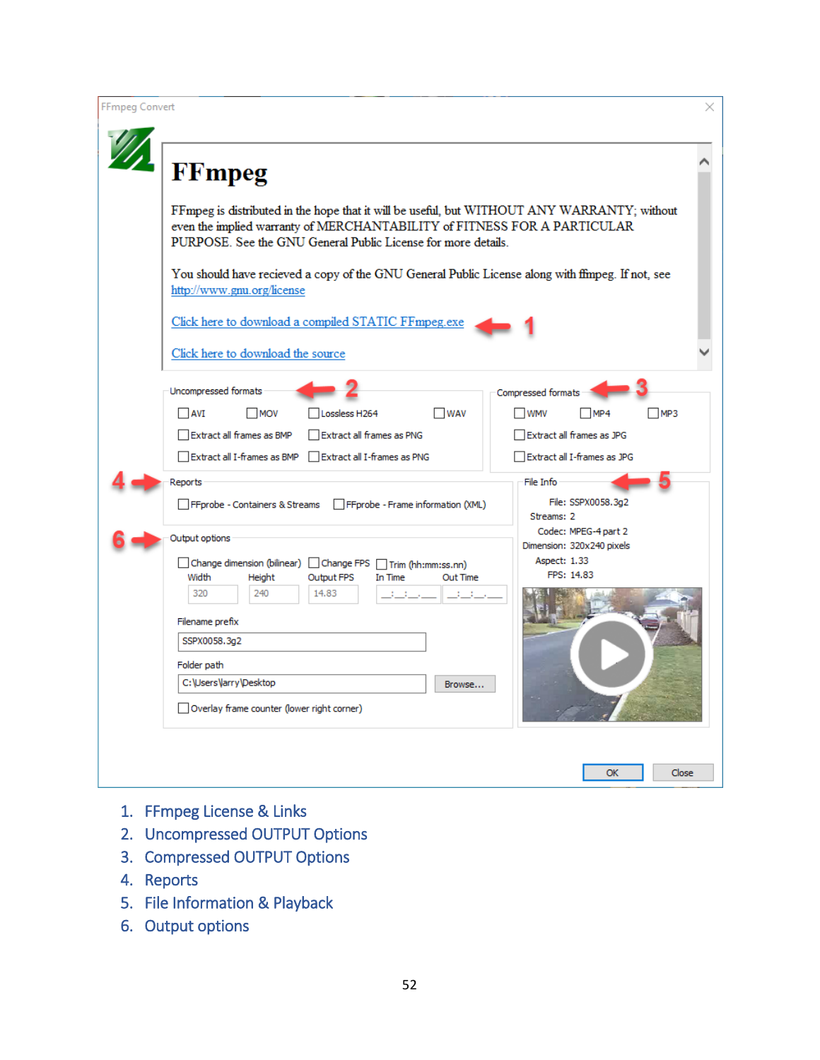FFmpeg Convert

# FFmpeg

FFmpeg is distributed in the hope that it will be useful, but WITHOUT ANY WARRANTY; without even the implied warranty of MERCHANTABILITY of FITNESS FOR A PARTICULAR PURPOSE. See the GNU General Public License for more details.

You should have recieved a copy of the GNU General Public License along with ffmpeg. If not, see http://www.gnu.org/license

Click here to download a compiled STATIC FFmpeg.exe — 1

Click here to download the source

Uncompressed formats — 2

AVI, MOV, Lossless H264, WAV, Extract all frames as BMP, Extract all frames as PNG, Extract all I-frames as BMP, Extract all I-frames as PNG

Compressed formats — 3

WMV, MP4, MP3, Extract all frames as JPG, Extract all I-frames as JPG

4 — Reports

FFprobe - Containers & Streams, FFprobe - Frame information (XML)

File Info — 5

File: SSPX0058.3g2
Streams: 2
Codec: MPEG-4 part 2
Dimension: 320x240 pixels
Aspect: 1.33
FPS: 14.83

6 — Output options

Change dimension (bilinear), Change FPS, Trim (hh:mm:ss.nn)
Width 320, Height 240, Output FPS 14.83, In Time, Out Time

Filename prefix: SSPX0058.3g2

Folder path: C:\Users\larry\Desktop — Browse...

Overlay frame counter (lower right corner)

OK — Close

1. FFmpeg License & Links
2. Uncompressed OUTPUT Options
3. Compressed OUTPUT Options
4. Reports
5. File Information & Playback
6. Output options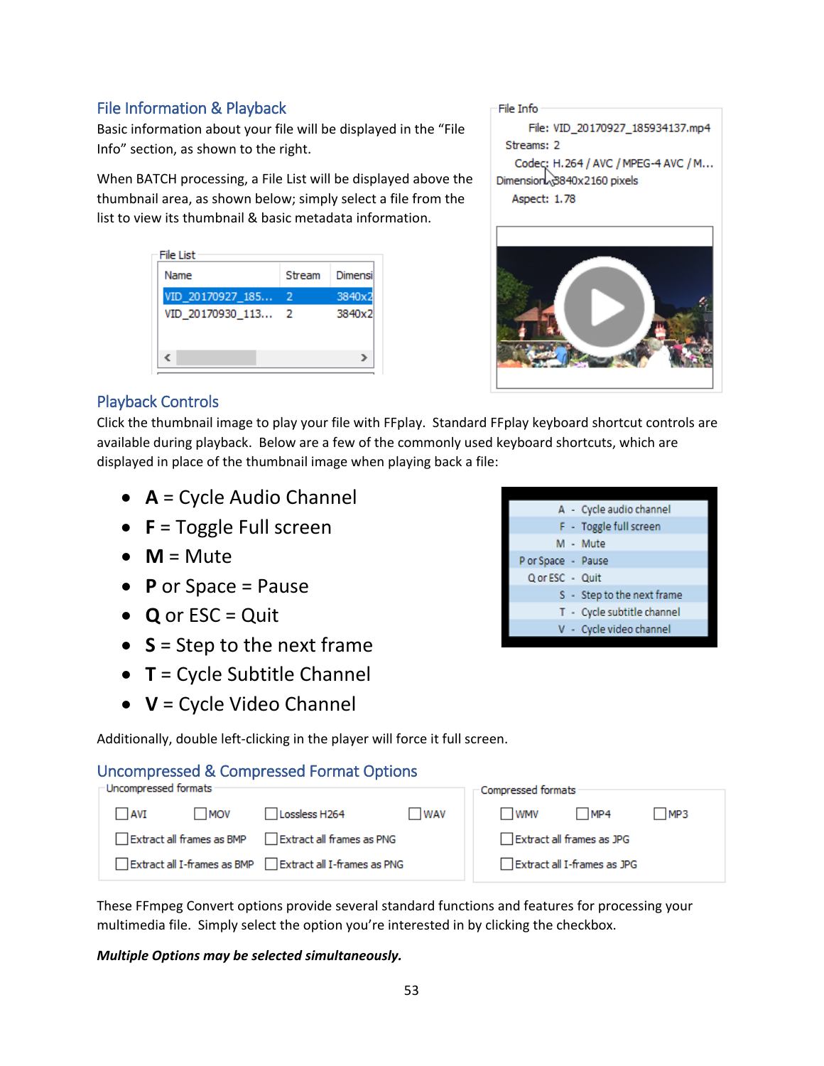## File Information & Playback

Basic information about your file will be displayed in the "File Info" section, as shown to the right.

When BATCH processing, a File List will be displayed above the thumbnail area, as shown below; simply select a file from the list to view its thumbnail & basic metadata information.

File Info

File: VID_20170927_185934137.mp4
Streams: 2
Codec: H.264 / AVC / MPEG-4 AVC / M...
Dimension: 3840x2160 pixels
Aspect: 1.78

File List

| Name | Stream | Dimensi |
|---|---|---|
| VID_20170927_185... | 2 | 3840x2 |
| VID_20170930_113... | 2 | 3840x2 |

## Playback Controls

Click the thumbnail image to play your file with FFplay. Standard FFplay keyboard shortcut controls are available during playback. Below are a few of the commonly used keyboard shortcuts, which are displayed in place of the thumbnail image when playing back a file:

- **A** = Cycle Audio Channel
- **F** = Toggle Full screen
- **M** = Mute
- **P** or Space = Pause
- **Q** or ESC = Quit
- **S** = Step to the next frame
- **T** = Cycle Subtitle Channel
- **V** = Cycle Video Channel

| | | |
|---|---|---|
| A | - | Cycle audio channel |
| F | - | Toggle full screen |
| M | - | Mute |
| P or Space | - | Pause |
| Q or ESC | - | Quit |
| S | - | Step to the next frame |
| T | - | Cycle subtitle channel |
| V | - | Cycle video channel |

Additionally, double left-clicking in the player will force it full screen.

## Uncompressed & Compressed Format Options

Uncompressed formats

- ☐ AVI
- ☐ MOV
- ☐ Lossless H264
- ☐ WAV
- ☐ Extract all frames as BMP
- ☐ Extract all frames as PNG
- ☐ Extract all I-frames as BMP
- ☐ Extract all I-frames as PNG

Compressed formats

- ☐ WMV
- ☐ MP4
- ☐ MP3
- ☐ Extract all frames as JPG
- ☐ Extract all I-frames as JPG

These FFmpeg Convert options provide several standard functions and features for processing your multimedia file. Simply select the option you're interested in by clicking the checkbox.

***Multiple Options may be selected simultaneously.***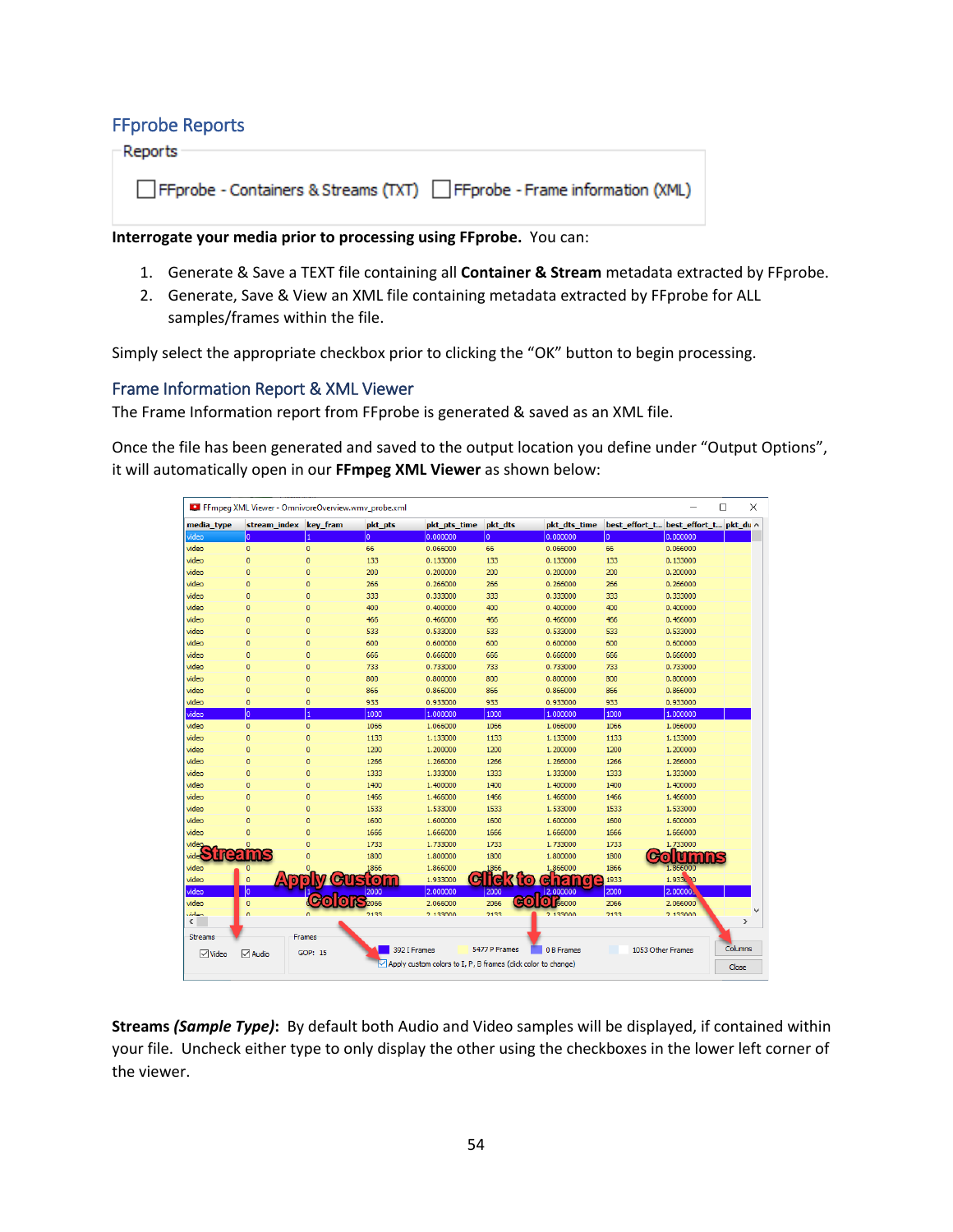## FFprobe Reports

Reports

☐ FFprobe - Containers & Streams (TXT) ☐ FFprobe - Frame information (XML)

**Interrogate your media prior to processing using FFprobe.** You can:

1. Generate & Save a TEXT file containing all **Container & Stream** metadata extracted by FFprobe.
2. Generate, Save & View an XML file containing metadata extracted by FFprobe for ALL samples/frames within the file.

Simply select the appropriate checkbox prior to clicking the "OK" button to begin processing.

### Frame Information Report & XML Viewer

The Frame Information report from FFprobe is generated & saved as an XML file.

Once the file has been generated and saved to the output location you define under "Output Options", it will automatically open in our **FFmpeg XML Viewer** as shown below:

**Streams** ***(Sample Type)*:** By default both Audio and Video samples will be displayed, if contained within your file. Uncheck either type to only display the other using the checkboxes in the lower left corner of the viewer.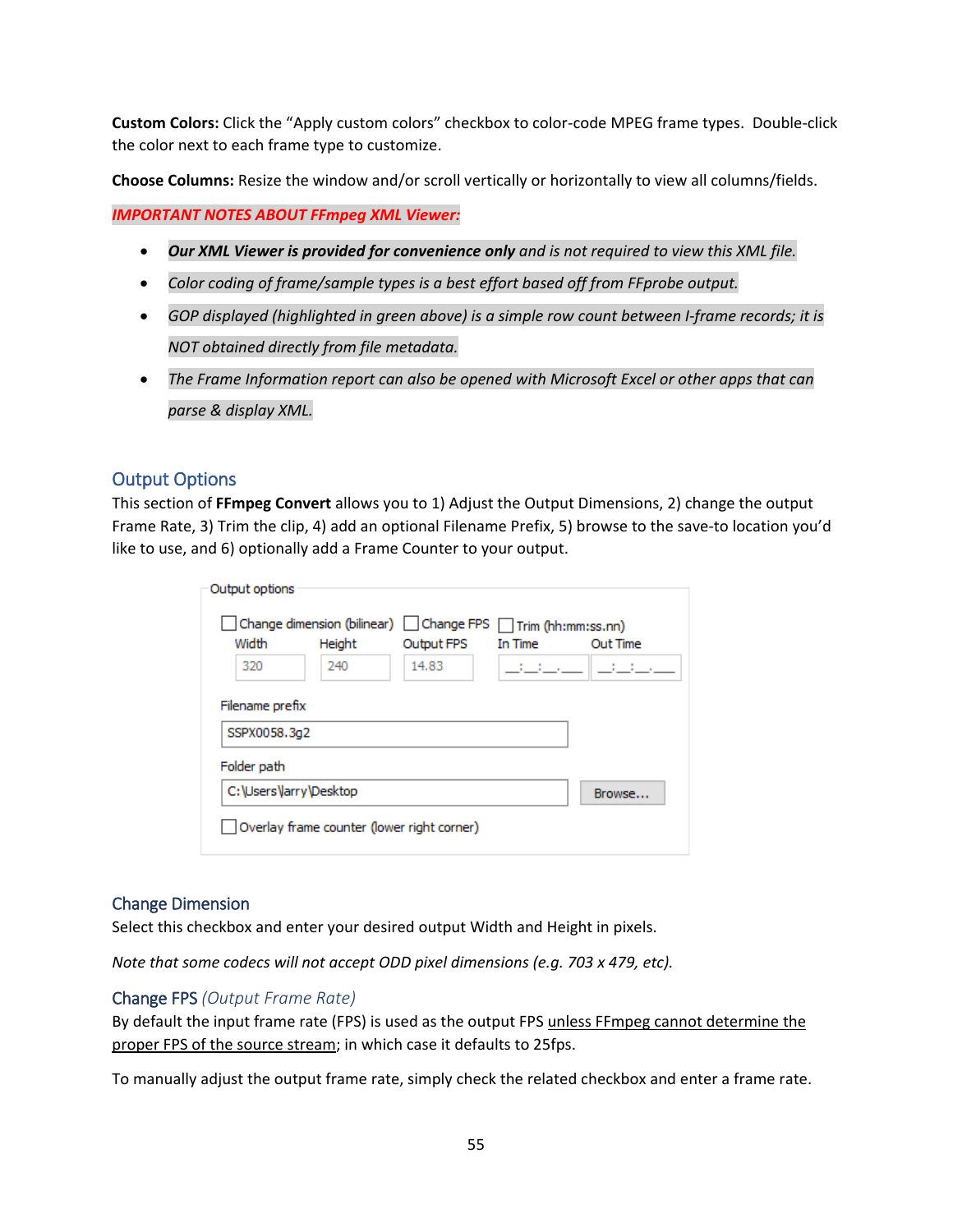**Custom Colors:** Click the "Apply custom colors" checkbox to color-code MPEG frame types. Double-click the color next to each frame type to customize.

**Choose Columns:** Resize the window and/or scroll vertically or horizontally to view all columns/fields.

***IMPORTANT NOTES ABOUT FFmpeg XML Viewer:***

- ***Our XML Viewer is provided for convenience only** and is not required to view this XML file.*
- *Color coding of frame/sample types is a best effort based off from FFprobe output.*
- *GOP displayed (highlighted in green above) is a simple row count between I-frame records; it is NOT obtained directly from file metadata.*
- *The Frame Information report can also be opened with Microsoft Excel or other apps that can parse & display XML.*

## Output Options

This section of **FFmpeg Convert** allows you to 1) Adjust the Output Dimensions, 2) change the output Frame Rate, 3) Trim the clip, 4) add an optional Filename Prefix, 5) browse to the save-to location you'd like to use, and 6) optionally add a Frame Counter to your output.

Output options

☐ Change dimension (bilinear) ☐ Change FPS ☐ Trim (hh:mm:ss.nn)

Width 320 Height 240 Output FPS 14.83 In Time \_\_:\_\_:\_\_.\_\_\_ Out Time \_\_:\_\_:\_\_.\_\_\_

Filename prefix: SSPX0058.3g2

Folder path: C:\Users\larry\Desktop Browse...

☐ Overlay frame counter (lower right corner)

### Change Dimension

Select this checkbox and enter your desired output Width and Height in pixels.

*Note that some codecs will not accept ODD pixel dimensions (e.g. 703 x 479, etc).*

### Change FPS *(Output Frame Rate)*

By default the input frame rate (FPS) is used as the output FPS unless FFmpeg cannot determine the proper FPS of the source stream; in which case it defaults to 25fps.

To manually adjust the output frame rate, simply check the related checkbox and enter a frame rate.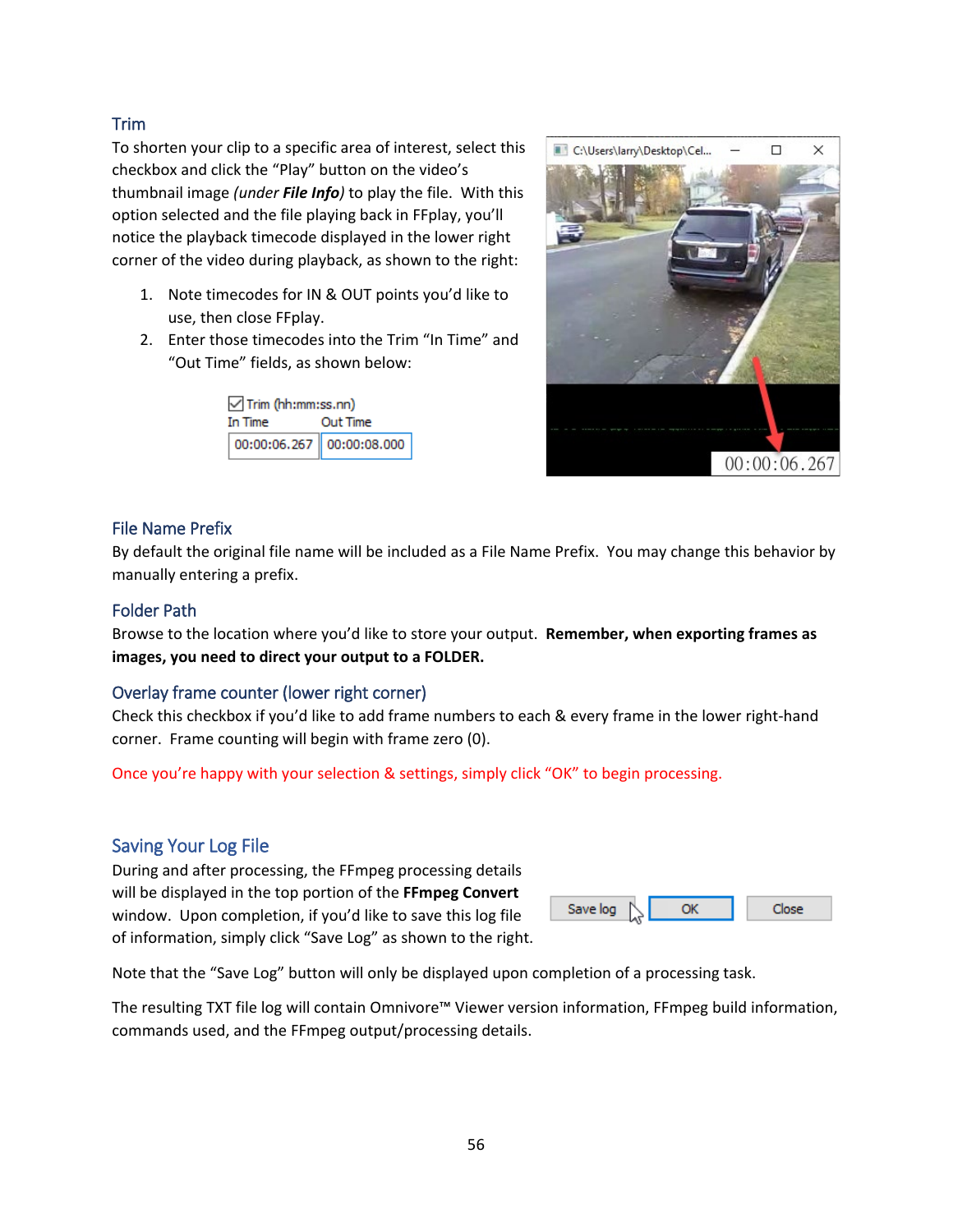## Trim

To shorten your clip to a specific area of interest, select this checkbox and click the "Play" button on the video's thumbnail image *(under **File Info**)* to play the file. With this option selected and the file playing back in FFplay, you'll notice the playback timecode displayed in the lower right corner of the video during playback, as shown to the right:

1. Note timecodes for IN & OUT points you'd like to use, then close FFplay.
2. Enter those timecodes into the Trim "In Time" and "Out Time" fields, as shown below:

☑ Trim (hh:mm:ss.nn)

| In Time | Out Time |
| --- | --- |
| 00:00:06.267 | 00:00:08.000 |

## File Name Prefix

By default the original file name will be included as a File Name Prefix. You may change this behavior by manually entering a prefix.

## Folder Path

Browse to the location where you'd like to store your output. **Remember, when exporting frames as images, you need to direct your output to a FOLDER.**

## Overlay frame counter (lower right corner)

Check this checkbox if you'd like to add frame numbers to each & every frame in the lower right-hand corner. Frame counting will begin with frame zero (0).

Once you're happy with your selection & settings, simply click "OK" to begin processing.

## Saving Your Log File

During and after processing, the FFmpeg processing details will be displayed in the top portion of the **FFmpeg Convert** window. Upon completion, if you'd like to save this log file of information, simply click "Save Log" as shown to the right.

Note that the "Save Log" button will only be displayed upon completion of a processing task.

The resulting TXT file log will contain Omnivore™ Viewer version information, FFmpeg build information, commands used, and the FFmpeg output/processing details.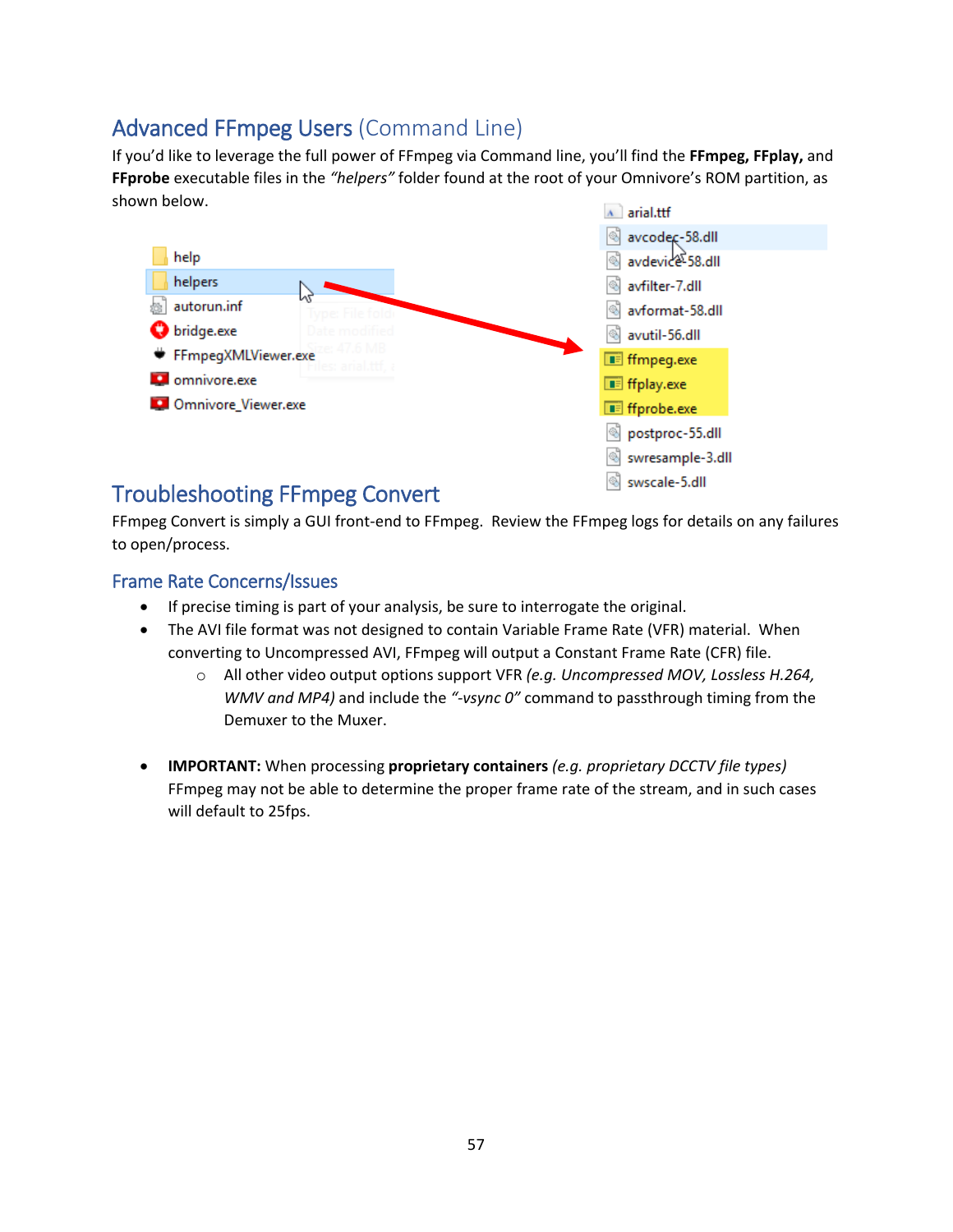## Advanced FFmpeg Users (Command Line)

If you'd like to leverage the full power of FFmpeg via Command line, you'll find the **FFmpeg, FFplay,** and **FFprobe** executable files in the *"helpers"* folder found at the root of your Omnivore's ROM partition, as shown below.

## Troubleshooting FFmpeg Convert

FFmpeg Convert is simply a GUI front-end to FFmpeg. Review the FFmpeg logs for details on any failures to open/process.

### Frame Rate Concerns/Issues

- If precise timing is part of your analysis, be sure to interrogate the original.
- The AVI file format was not designed to contain Variable Frame Rate (VFR) material. When converting to Uncompressed AVI, FFmpeg will output a Constant Frame Rate (CFR) file.
    - All other video output options support VFR *(e.g. Uncompressed MOV, Lossless H.264, WMV and MP4)* and include the *"-vsync 0"* command to passthrough timing from the Demuxer to the Muxer.

- **IMPORTANT:** When processing **proprietary containers** *(e.g. proprietary DCCTV file types)* FFmpeg may not be able to determine the proper frame rate of the stream, and in such cases will default to 25fps.